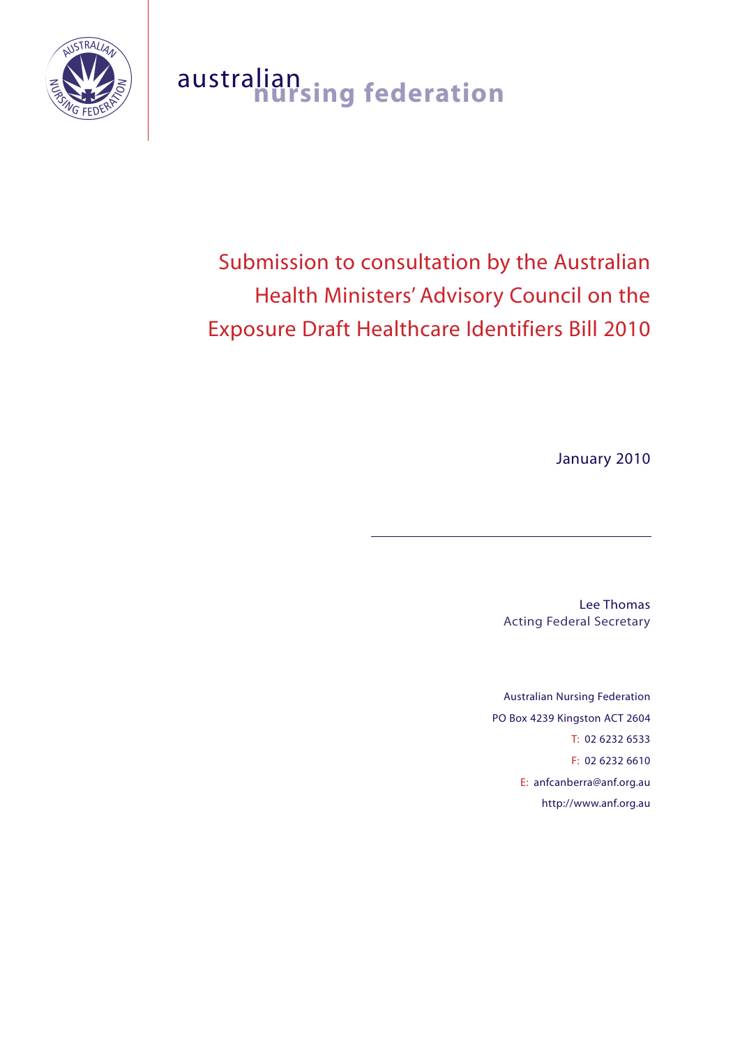australian nursing federation

# Submission to consultation by the Australian Health Ministers' Advisory Council on the Exposure Draft Healthcare Identifiers Bill 2010

January 2010

Lee Thomas
Acting Federal Secretary

Australian Nursing Federation
PO Box 4239 Kingston ACT 2604
T: 02 6232 6533
F: 02 6232 6610
E: anfcanberra@anf.org.au
http://www.anf.org.au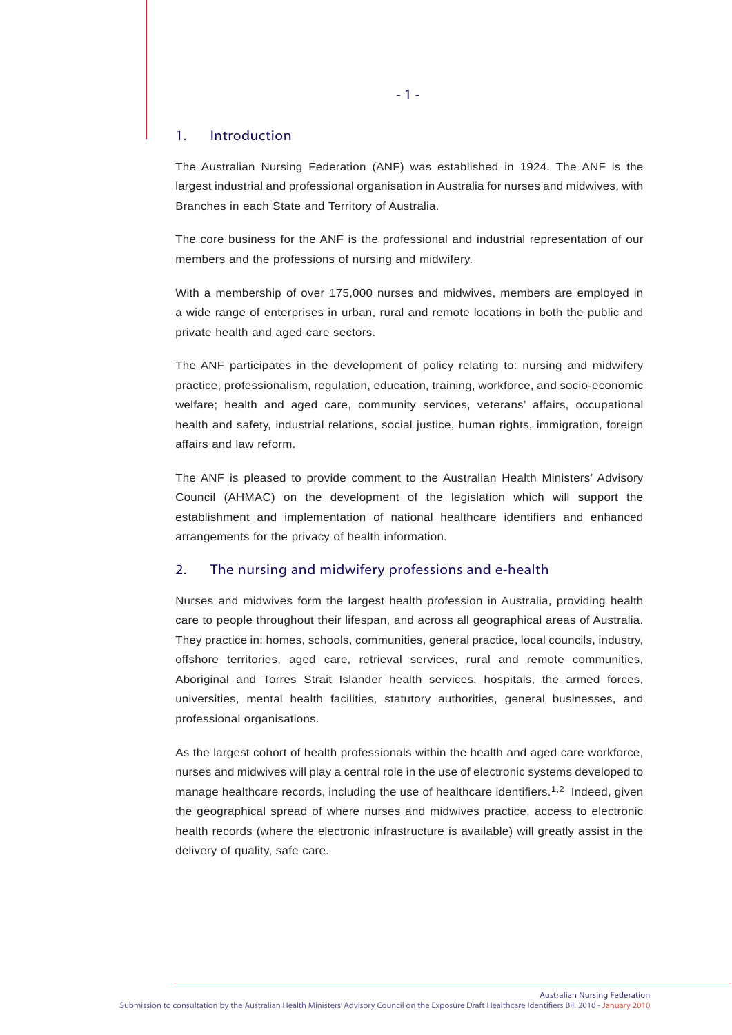## 1. Introduction

The Australian Nursing Federation (ANF) was established in 1924. The ANF is the largest industrial and professional organisation in Australia for nurses and midwives, with Branches in each State and Territory of Australia.

The core business for the ANF is the professional and industrial representation of our members and the professions of nursing and midwifery.

With a membership of over 175,000 nurses and midwives, members are employed in a wide range of enterprises in urban, rural and remote locations in both the public and private health and aged care sectors.

The ANF participates in the development of policy relating to: nursing and midwifery practice, professionalism, regulation, education, training, workforce, and socio-economic welfare; health and aged care, community services, veterans' affairs, occupational health and safety, industrial relations, social justice, human rights, immigration, foreign affairs and law reform.

The ANF is pleased to provide comment to the Australian Health Ministers' Advisory Council (AHMAC) on the development of the legislation which will support the establishment and implementation of national healthcare identifiers and enhanced arrangements for the privacy of health information.

## 2. The nursing and midwifery professions and e-health

Nurses and midwives form the largest health profession in Australia, providing health care to people throughout their lifespan, and across all geographical areas of Australia. They practice in: homes, schools, communities, general practice, local councils, industry, offshore territories, aged care, retrieval services, rural and remote communities, Aboriginal and Torres Strait Islander health services, hospitals, the armed forces, universities, mental health facilities, statutory authorities, general businesses, and professional organisations.

As the largest cohort of health professionals within the health and aged care workforce, nurses and midwives will play a central role in the use of electronic systems developed to manage healthcare records, including the use of healthcare identifiers.[1,2] Indeed, given the geographical spread of where nurses and midwives practice, access to electronic health records (where the electronic infrastructure is available) will greatly assist in the delivery of quality, safe care.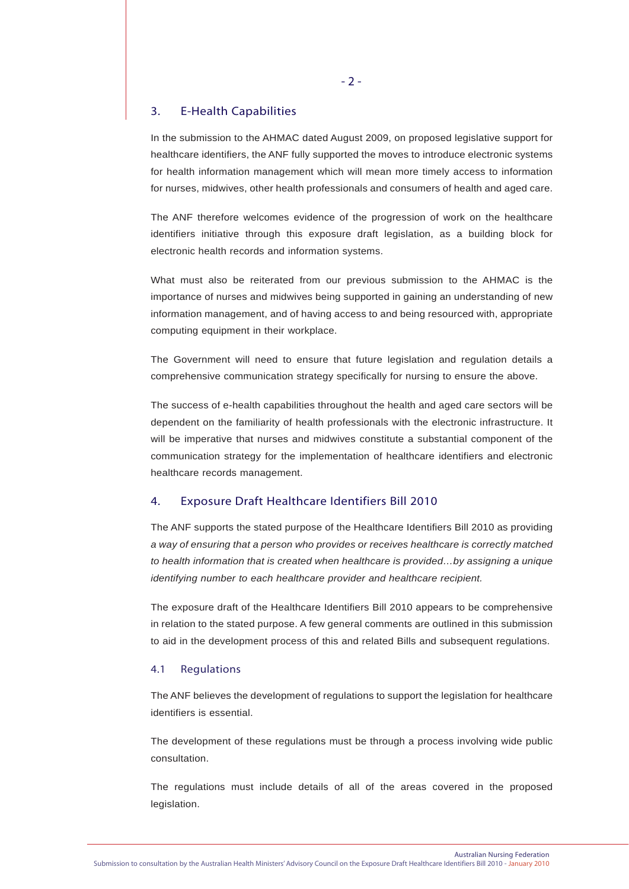## 3. E-Health Capabilities

In the submission to the AHMAC dated August 2009, on proposed legislative support for healthcare identifiers, the ANF fully supported the moves to introduce electronic systems for health information management which will mean more timely access to information for nurses, midwives, other health professionals and consumers of health and aged care.

The ANF therefore welcomes evidence of the progression of work on the healthcare identifiers initiative through this exposure draft legislation, as a building block for electronic health records and information systems.

What must also be reiterated from our previous submission to the AHMAC is the importance of nurses and midwives being supported in gaining an understanding of new information management, and of having access to and being resourced with, appropriate computing equipment in their workplace.

The Government will need to ensure that future legislation and regulation details a comprehensive communication strategy specifically for nursing to ensure the above.

The success of e-health capabilities throughout the health and aged care sectors will be dependent on the familiarity of health professionals with the electronic infrastructure. It will be imperative that nurses and midwives constitute a substantial component of the communication strategy for the implementation of healthcare identifiers and electronic healthcare records management.

## 4. Exposure Draft Healthcare Identifiers Bill 2010

The ANF supports the stated purpose of the Healthcare Identifiers Bill 2010 as providing *a way of ensuring that a person who provides or receives healthcare is correctly matched to health information that is created when healthcare is provided…by assigning a unique identifying number to each healthcare provider and healthcare recipient.*

The exposure draft of the Healthcare Identifiers Bill 2010 appears to be comprehensive in relation to the stated purpose. A few general comments are outlined in this submission to aid in the development process of this and related Bills and subsequent regulations.

### 4.1 Regulations

The ANF believes the development of regulations to support the legislation for healthcare identifiers is essential.

The development of these regulations must be through a process involving wide public consultation.

The regulations must include details of all of the areas covered in the proposed legislation.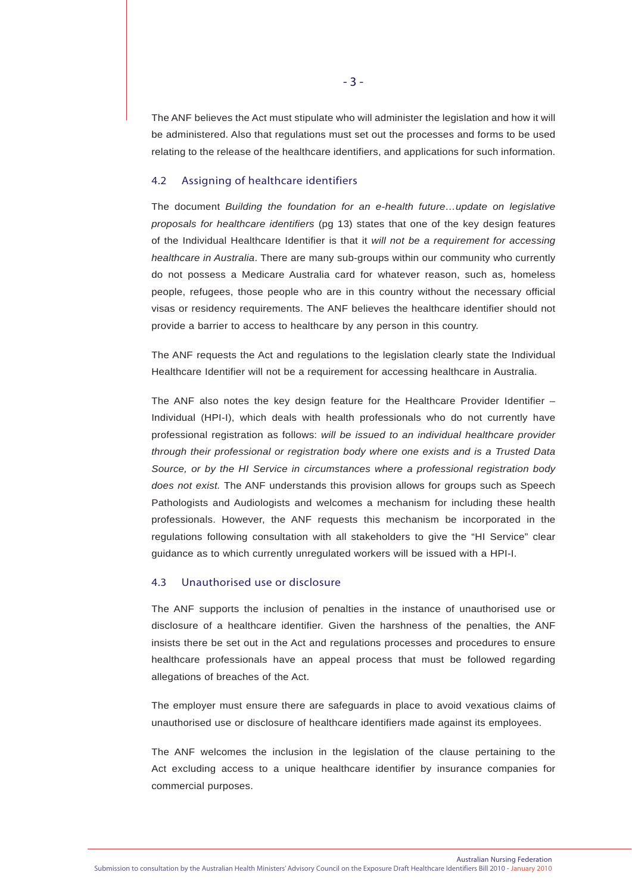The ANF believes the Act must stipulate who will administer the legislation and how it will be administered. Also that regulations must set out the processes and forms to be used relating to the release of the healthcare identifiers, and applications for such information.

### 4.2 Assigning of healthcare identifiers

The document *Building the foundation for an e-health future…update on legislative proposals for healthcare identifiers* (pg 13) states that one of the key design features of the Individual Healthcare Identifier is that it *will not be a requirement for accessing healthcare in Australia*. There are many sub-groups within our community who currently do not possess a Medicare Australia card for whatever reason, such as, homeless people, refugees, those people who are in this country without the necessary official visas or residency requirements. The ANF believes the healthcare identifier should not provide a barrier to access to healthcare by any person in this country.

The ANF requests the Act and regulations to the legislation clearly state the Individual Healthcare Identifier will not be a requirement for accessing healthcare in Australia.

The ANF also notes the key design feature for the Healthcare Provider Identifier – Individual (HPI-I), which deals with health professionals who do not currently have professional registration as follows: *will be issued to an individual healthcare provider through their professional or registration body where one exists and is a Trusted Data Source, or by the HI Service in circumstances where a professional registration body does not exist.* The ANF understands this provision allows for groups such as Speech Pathologists and Audiologists and welcomes a mechanism for including these health professionals. However, the ANF requests this mechanism be incorporated in the regulations following consultation with all stakeholders to give the "HI Service" clear guidance as to which currently unregulated workers will be issued with a HPI-I.

### 4.3 Unauthorised use or disclosure

The ANF supports the inclusion of penalties in the instance of unauthorised use or disclosure of a healthcare identifier. Given the harshness of the penalties, the ANF insists there be set out in the Act and regulations processes and procedures to ensure healthcare professionals have an appeal process that must be followed regarding allegations of breaches of the Act.

The employer must ensure there are safeguards in place to avoid vexatious claims of unauthorised use or disclosure of healthcare identifiers made against its employees.

The ANF welcomes the inclusion in the legislation of the clause pertaining to the Act excluding access to a unique healthcare identifier by insurance companies for commercial purposes.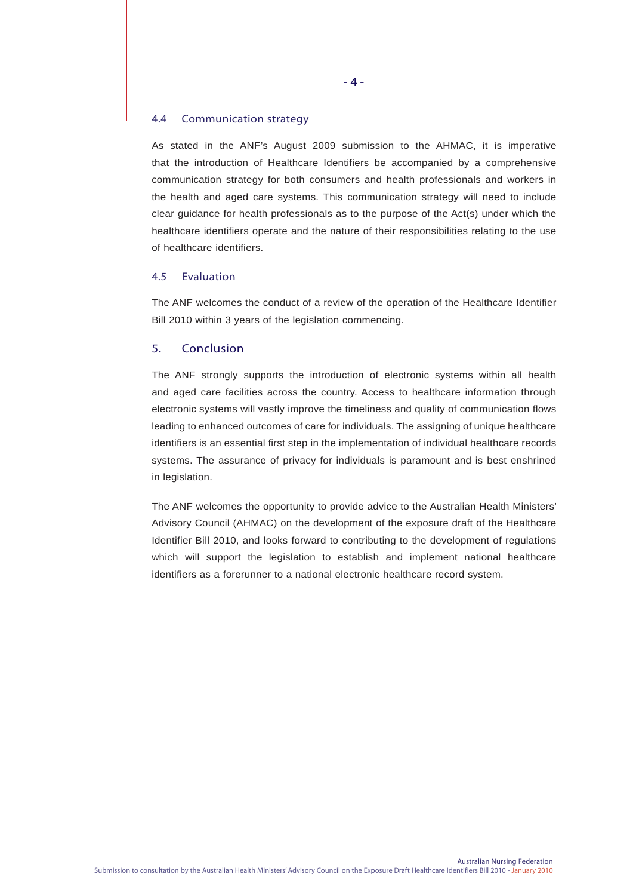### 4.4 Communication strategy

As stated in the ANF's August 2009 submission to the AHMAC, it is imperative that the introduction of Healthcare Identifiers be accompanied by a comprehensive communication strategy for both consumers and health professionals and workers in the health and aged care systems. This communication strategy will need to include clear guidance for health professionals as to the purpose of the Act(s) under which the healthcare identifiers operate and the nature of their responsibilities relating to the use of healthcare identifiers.

### 4.5 Evaluation

The ANF welcomes the conduct of a review of the operation of the Healthcare Identifier Bill 2010 within 3 years of the legislation commencing.

## 5. Conclusion

The ANF strongly supports the introduction of electronic systems within all health and aged care facilities across the country. Access to healthcare information through electronic systems will vastly improve the timeliness and quality of communication flows leading to enhanced outcomes of care for individuals. The assigning of unique healthcare identifiers is an essential first step in the implementation of individual healthcare records systems. The assurance of privacy for individuals is paramount and is best enshrined in legislation.

The ANF welcomes the opportunity to provide advice to the Australian Health Ministers' Advisory Council (AHMAC) on the development of the exposure draft of the Healthcare Identifier Bill 2010, and looks forward to contributing to the development of regulations which will support the legislation to establish and implement national healthcare identifiers as a forerunner to a national electronic healthcare record system.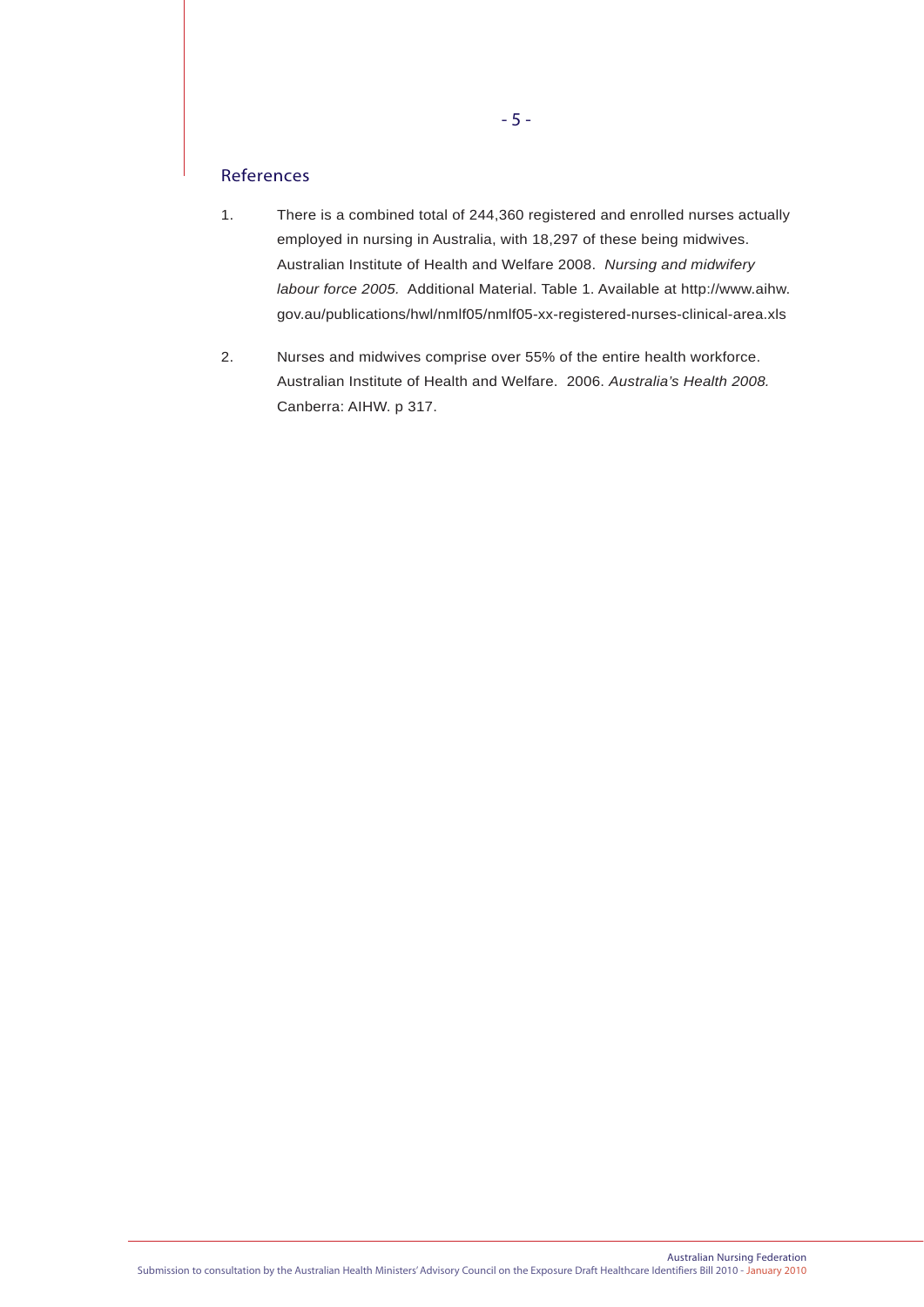## References

1. There is a combined total of 244,360 registered and enrolled nurses actually employed in nursing in Australia, with 18,297 of these being midwives. Australian Institute of Health and Welfare 2008. *Nursing and midwifery labour force 2005.* Additional Material. Table 1. Available at http://www.aihw.gov.au/publications/hwl/nmlf05/nmlf05-xx-registered-nurses-clinical-area.xls

2. Nurses and midwives comprise over 55% of the entire health workforce. Australian Institute of Health and Welfare. 2006. *Australia's Health 2008.* Canberra: AIHW. p 317.